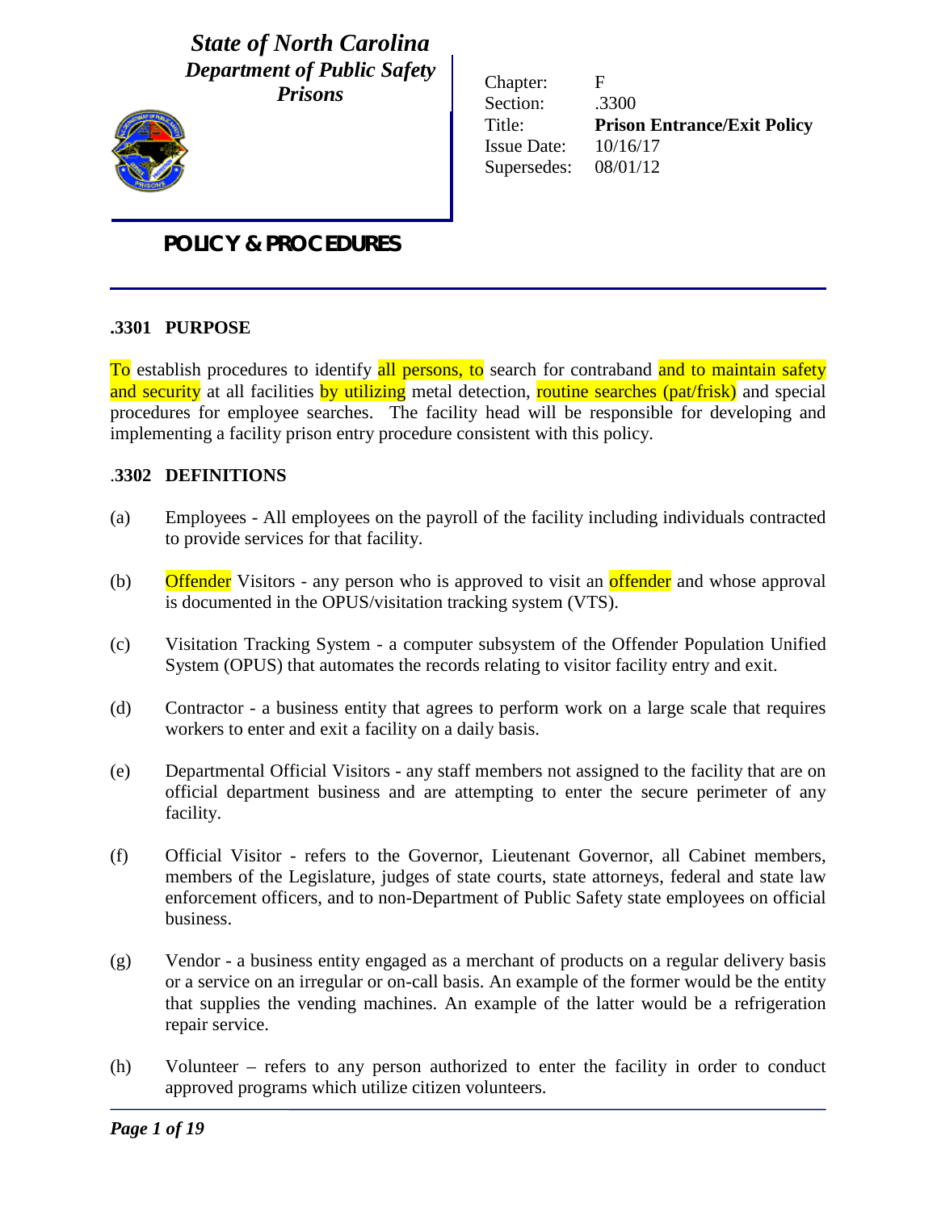***State of North Carolina***
***Department of Public Safety***
***Prisons***

| | |
|---|---|
| Chapter: | F |
| Section: | .3300 |
| Title: | **Prison Entrance/Exit Policy** |
| Issue Date: | 10/16/17 |
| Supersedes: | 08/01/12 |

**POLICY & PROCEDURES**

## .3301 PURPOSE

To establish procedures to identify all persons, to search for contraband and to maintain safety and security at all facilities by utilizing metal detection, routine searches (pat/frisk) and special procedures for employee searches. The facility head will be responsible for developing and implementing a facility prison entry procedure consistent with this policy.

## .3302 DEFINITIONS

(a) Employees - All employees on the payroll of the facility including individuals contracted to provide services for that facility.

(b) Offender Visitors - any person who is approved to visit an offender and whose approval is documented in the OPUS/visitation tracking system (VTS).

(c) Visitation Tracking System - a computer subsystem of the Offender Population Unified System (OPUS) that automates the records relating to visitor facility entry and exit.

(d) Contractor - a business entity that agrees to perform work on a large scale that requires workers to enter and exit a facility on a daily basis.

(e) Departmental Official Visitors - any staff members not assigned to the facility that are on official department business and are attempting to enter the secure perimeter of any facility.

(f) Official Visitor - refers to the Governor, Lieutenant Governor, all Cabinet members, members of the Legislature, judges of state courts, state attorneys, federal and state law enforcement officers, and to non-Department of Public Safety state employees on official business.

(g) Vendor - a business entity engaged as a merchant of products on a regular delivery basis or a service on an irregular or on-call basis. An example of the former would be the entity that supplies the vending machines. An example of the latter would be a refrigeration repair service.

(h) Volunteer – refers to any person authorized to enter the facility in order to conduct approved programs which utilize citizen volunteers.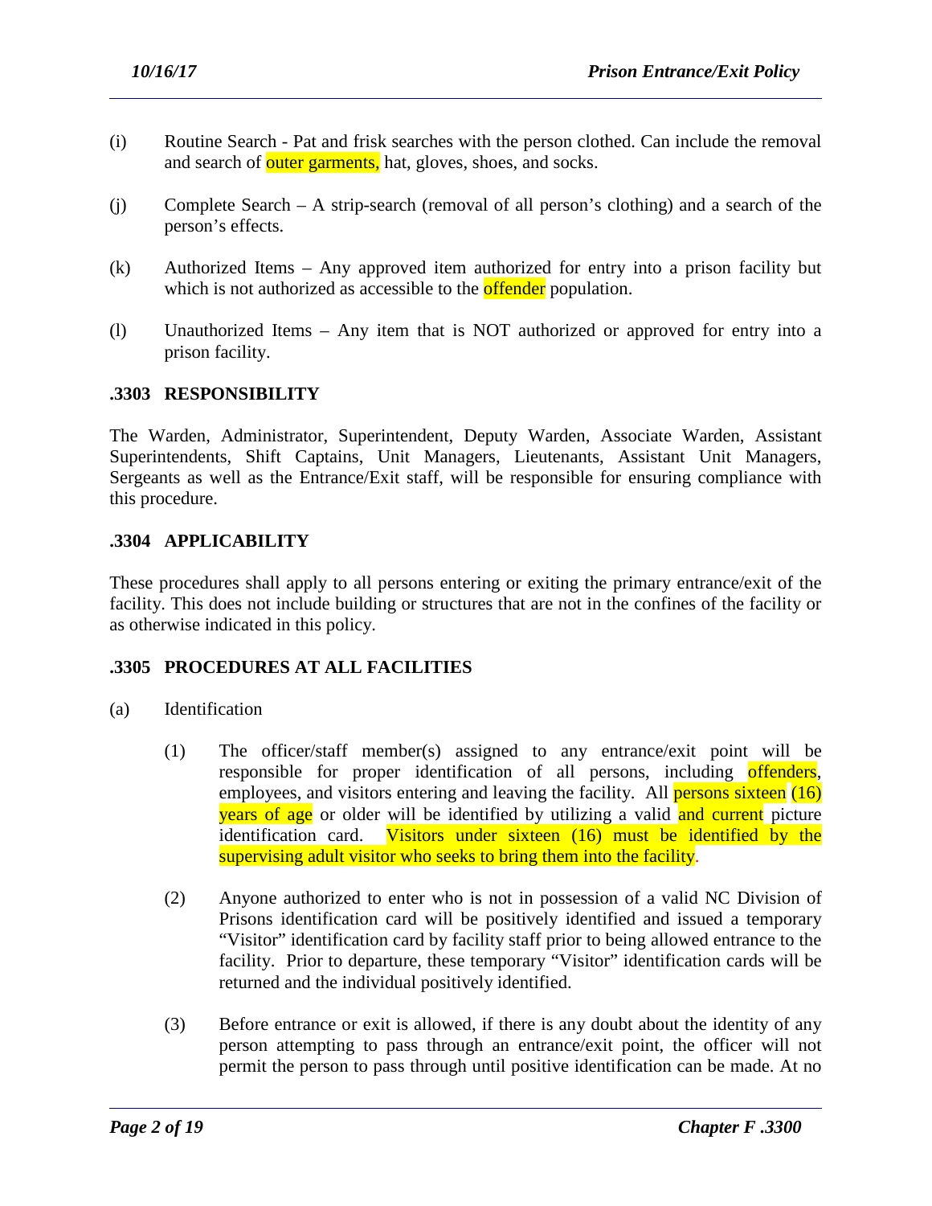(i) Routine Search - Pat and frisk searches with the person clothed. Can include the removal and search of outer garments, hat, gloves, shoes, and socks.

(j) Complete Search – A strip-search (removal of all person's clothing) and a search of the person's effects.

(k) Authorized Items – Any approved item authorized for entry into a prison facility but which is not authorized as accessible to the offender population.

(l) Unauthorized Items – Any item that is NOT authorized or approved for entry into a prison facility.

## .3303 RESPONSIBILITY

The Warden, Administrator, Superintendent, Deputy Warden, Associate Warden, Assistant Superintendents, Shift Captains, Unit Managers, Lieutenants, Assistant Unit Managers, Sergeants as well as the Entrance/Exit staff, will be responsible for ensuring compliance with this procedure.

## .3304 APPLICABILITY

These procedures shall apply to all persons entering or exiting the primary entrance/exit of the facility. This does not include building or structures that are not in the confines of the facility or as otherwise indicated in this policy.

## .3305 PROCEDURES AT ALL FACILITIES

(a) Identification

(1) The officer/staff member(s) assigned to any entrance/exit point will be responsible for proper identification of all persons, including offenders, employees, and visitors entering and leaving the facility. All persons sixteen (16) years of age or older will be identified by utilizing a valid and current picture identification card. Visitors under sixteen (16) must be identified by the supervising adult visitor who seeks to bring them into the facility.

(2) Anyone authorized to enter who is not in possession of a valid NC Division of Prisons identification card will be positively identified and issued a temporary "Visitor" identification card by facility staff prior to being allowed entrance to the facility. Prior to departure, these temporary "Visitor" identification cards will be returned and the individual positively identified.

(3) Before entrance or exit is allowed, if there is any doubt about the identity of any person attempting to pass through an entrance/exit point, the officer will not permit the person to pass through until positive identification can be made. At no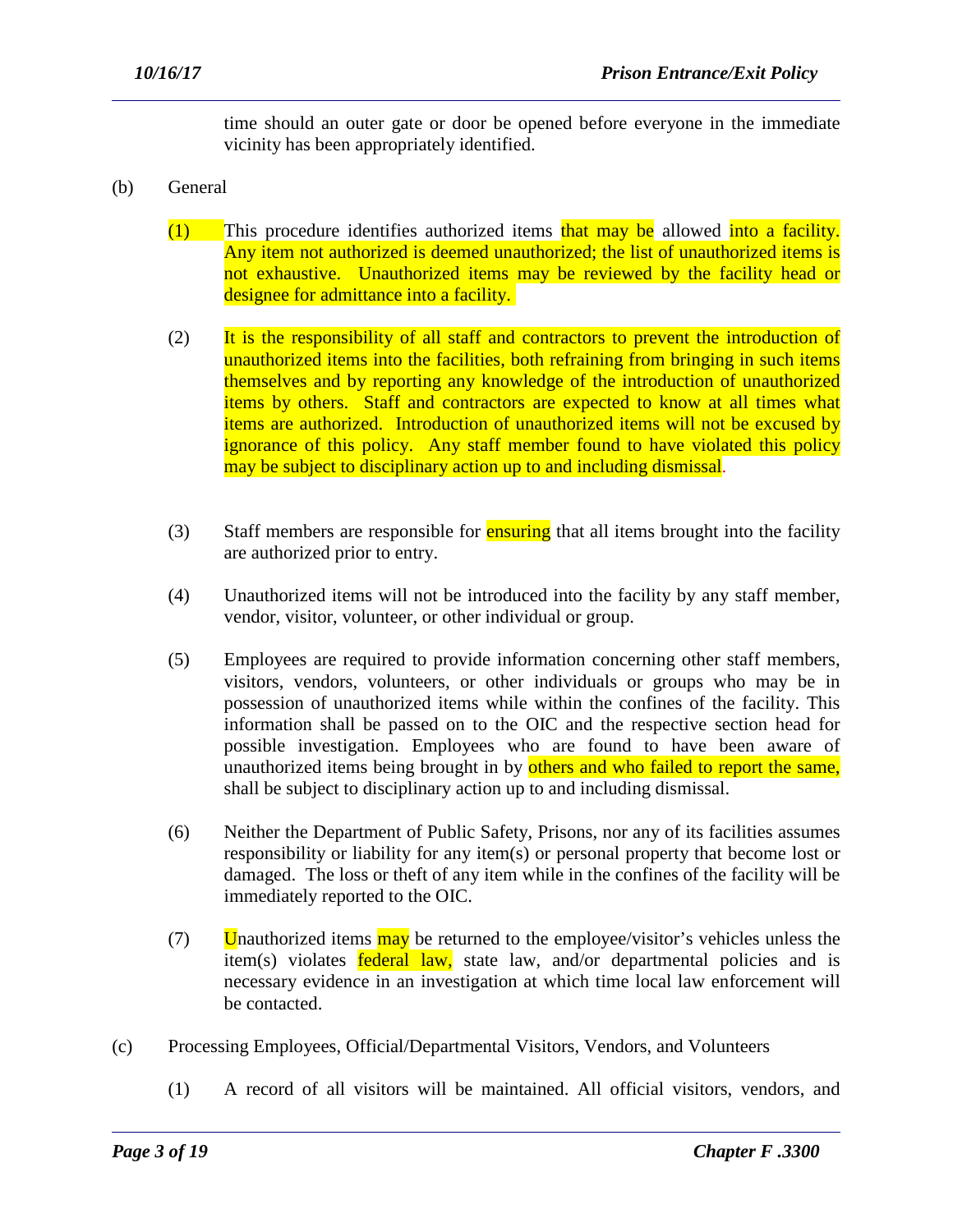time should an outer gate or door be opened before everyone in the immediate vicinity has been appropriately identified.

(b) General

(1) This procedure identifies authorized items that may be allowed into a facility. Any item not authorized is deemed unauthorized; the list of unauthorized items is not exhaustive. Unauthorized items may be reviewed by the facility head or designee for admittance into a facility.

(2) It is the responsibility of all staff and contractors to prevent the introduction of unauthorized items into the facilities, both refraining from bringing in such items themselves and by reporting any knowledge of the introduction of unauthorized items by others. Staff and contractors are expected to know at all times what items are authorized. Introduction of unauthorized items will not be excused by ignorance of this policy. Any staff member found to have violated this policy may be subject to disciplinary action up to and including dismissal.

(3) Staff members are responsible for ensuring that all items brought into the facility are authorized prior to entry.

(4) Unauthorized items will not be introduced into the facility by any staff member, vendor, visitor, volunteer, or other individual or group.

(5) Employees are required to provide information concerning other staff members, visitors, vendors, volunteers, or other individuals or groups who may be in possession of unauthorized items while within the confines of the facility. This information shall be passed on to the OIC and the respective section head for possible investigation. Employees who are found to have been aware of unauthorized items being brought in by others and who failed to report the same, shall be subject to disciplinary action up to and including dismissal.

(6) Neither the Department of Public Safety, Prisons, nor any of its facilities assumes responsibility or liability for any item(s) or personal property that become lost or damaged. The loss or theft of any item while in the confines of the facility will be immediately reported to the OIC.

(7) Unauthorized items may be returned to the employee/visitor's vehicles unless the item(s) violates federal law, state law, and/or departmental policies and is necessary evidence in an investigation at which time local law enforcement will be contacted.

(c) Processing Employees, Official/Departmental Visitors, Vendors, and Volunteers

(1) A record of all visitors will be maintained. All official visitors, vendors, and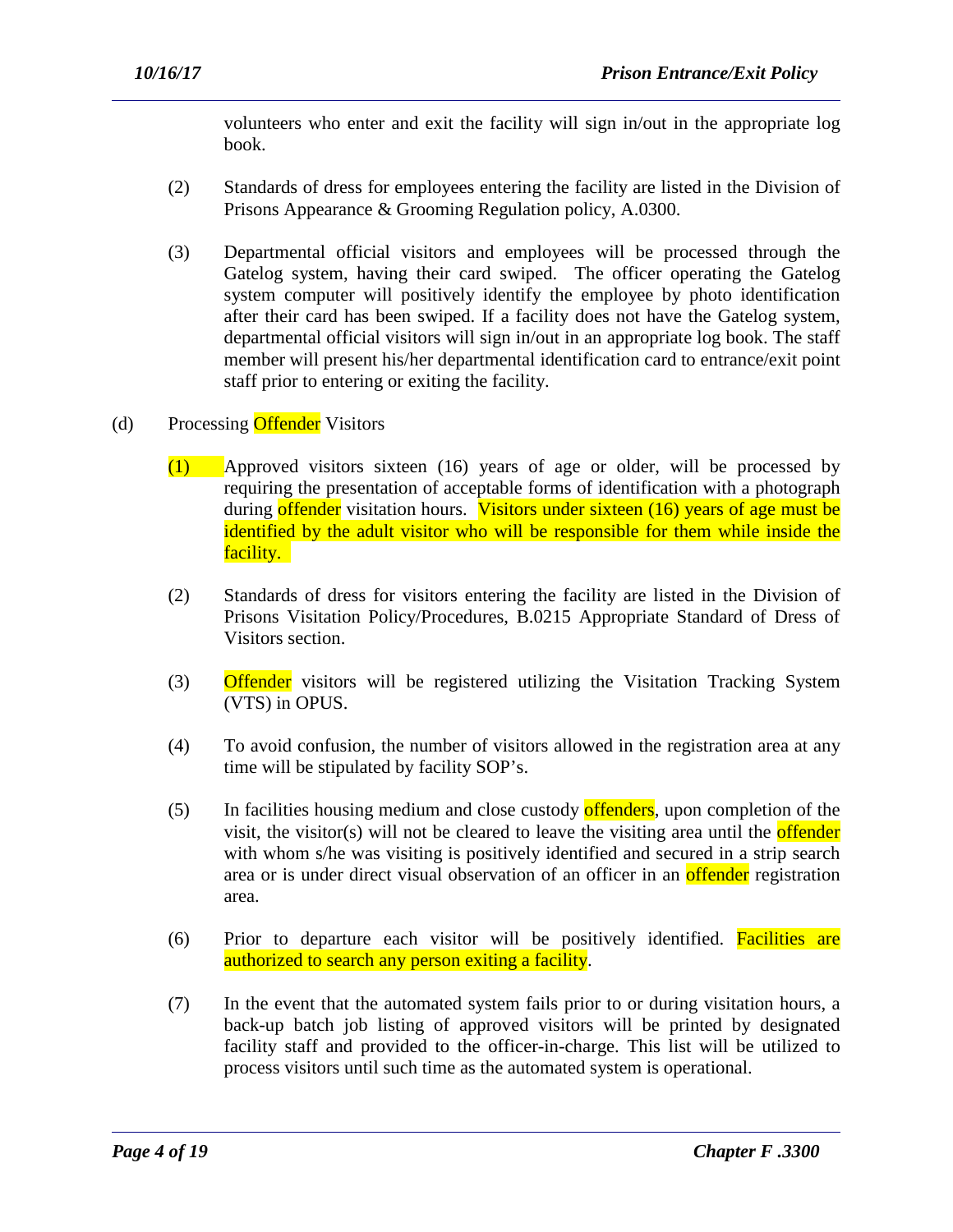volunteers who enter and exit the facility will sign in/out in the appropriate log book.

(2) Standards of dress for employees entering the facility are listed in the Division of Prisons Appearance & Grooming Regulation policy, A.0300.

(3) Departmental official visitors and employees will be processed through the Gatelog system, having their card swiped. The officer operating the Gatelog system computer will positively identify the employee by photo identification after their card has been swiped. If a facility does not have the Gatelog system, departmental official visitors will sign in/out in an appropriate log book. The staff member will present his/her departmental identification card to entrance/exit point staff prior to entering or exiting the facility.

(d) Processing Offender Visitors

(1) Approved visitors sixteen (16) years of age or older, will be processed by requiring the presentation of acceptable forms of identification with a photograph during offender visitation hours. Visitors under sixteen (16) years of age must be identified by the adult visitor who will be responsible for them while inside the facility.

(2) Standards of dress for visitors entering the facility are listed in the Division of Prisons Visitation Policy/Procedures, B.0215 Appropriate Standard of Dress of Visitors section.

(3) Offender visitors will be registered utilizing the Visitation Tracking System (VTS) in OPUS.

(4) To avoid confusion, the number of visitors allowed in the registration area at any time will be stipulated by facility SOP's.

(5) In facilities housing medium and close custody offenders, upon completion of the visit, the visitor(s) will not be cleared to leave the visiting area until the offender with whom s/he was visiting is positively identified and secured in a strip search area or is under direct visual observation of an officer in an offender registration area.

(6) Prior to departure each visitor will be positively identified. Facilities are authorized to search any person exiting a facility.

(7) In the event that the automated system fails prior to or during visitation hours, a back-up batch job listing of approved visitors will be printed by designated facility staff and provided to the officer-in-charge. This list will be utilized to process visitors until such time as the automated system is operational.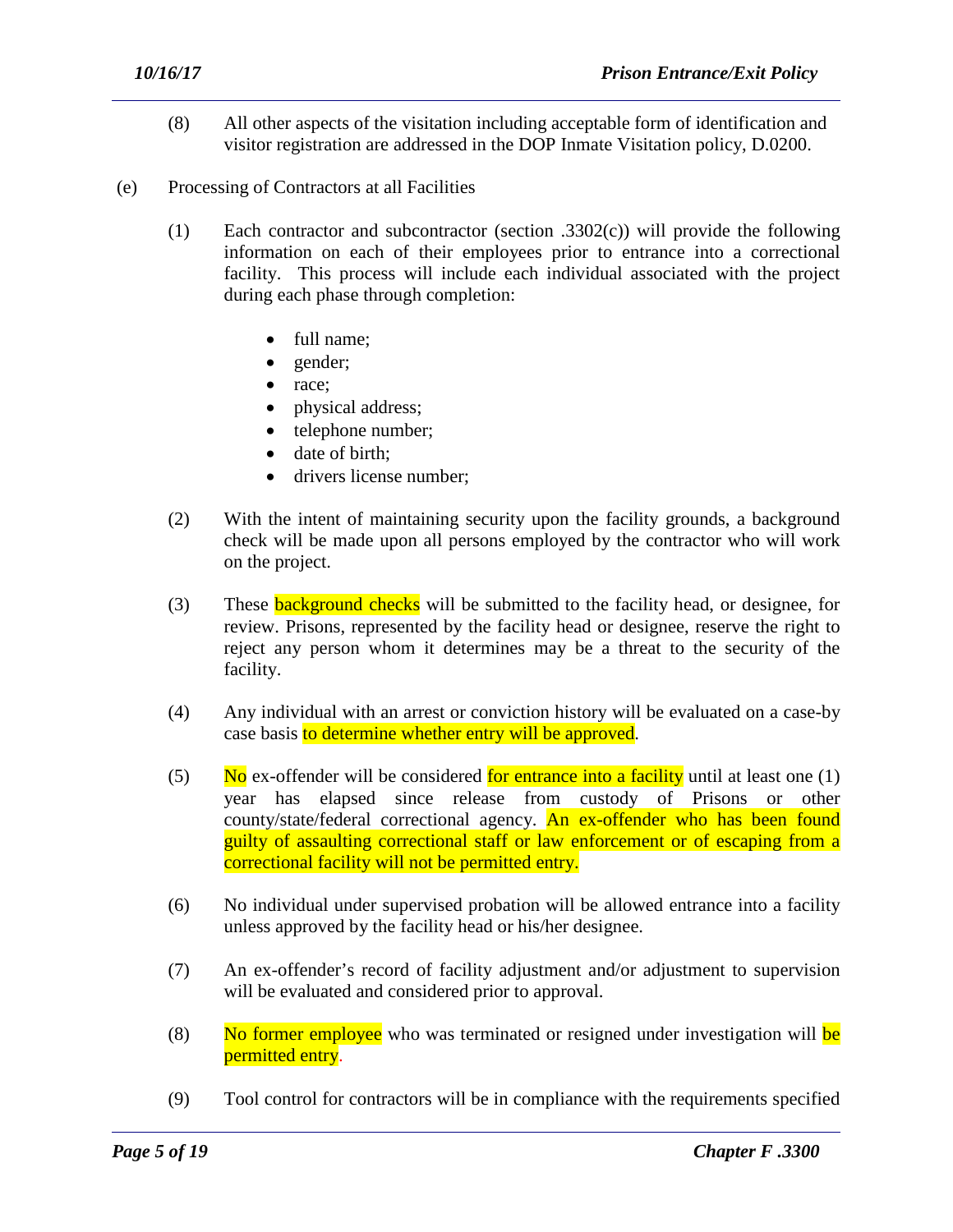(8) All other aspects of the visitation including acceptable form of identification and visitor registration are addressed in the DOP Inmate Visitation policy, D.0200.

(e) Processing of Contractors at all Facilities

(1) Each contractor and subcontractor (section .3302(c)) will provide the following information on each of their employees prior to entrance into a correctional facility. This process will include each individual associated with the project during each phase through completion:

- full name;
- gender;
- race;
- physical address;
- telephone number;
- date of birth;
- drivers license number;

(2) With the intent of maintaining security upon the facility grounds, a background check will be made upon all persons employed by the contractor who will work on the project.

(3) These background checks will be submitted to the facility head, or designee, for review. Prisons, represented by the facility head or designee, reserve the right to reject any person whom it determines may be a threat to the security of the facility.

(4) Any individual with an arrest or conviction history will be evaluated on a case-by case basis to determine whether entry will be approved.

(5) No ex-offender will be considered for entrance into a facility until at least one (1) year has elapsed since release from custody of Prisons or other county/state/federal correctional agency. An ex-offender who has been found guilty of assaulting correctional staff or law enforcement or of escaping from a correctional facility will not be permitted entry.

(6) No individual under supervised probation will be allowed entrance into a facility unless approved by the facility head or his/her designee.

(7) An ex-offender's record of facility adjustment and/or adjustment to supervision will be evaluated and considered prior to approval.

(8) No former employee who was terminated or resigned under investigation will be permitted entry.

(9) Tool control for contractors will be in compliance with the requirements specified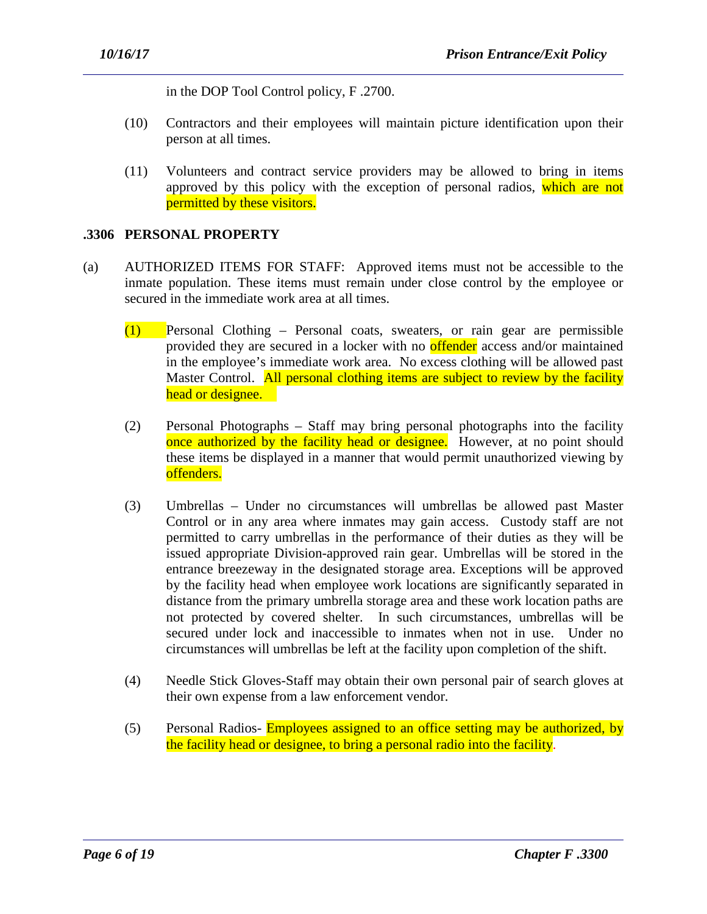in the DOP Tool Control policy, F .2700.

(10) Contractors and their employees will maintain picture identification upon their person at all times.

(11) Volunteers and contract service providers may be allowed to bring in items approved by this policy with the exception of personal radios, which are not permitted by these visitors.

## .3306 PERSONAL PROPERTY

(a) AUTHORIZED ITEMS FOR STAFF: Approved items must not be accessible to the inmate population. These items must remain under close control by the employee or secured in the immediate work area at all times.

(1) Personal Clothing – Personal coats, sweaters, or rain gear are permissible provided they are secured in a locker with no offender access and/or maintained in the employee's immediate work area. No excess clothing will be allowed past Master Control. All personal clothing items are subject to review by the facility head or designee.

(2) Personal Photographs – Staff may bring personal photographs into the facility once authorized by the facility head or designee. However, at no point should these items be displayed in a manner that would permit unauthorized viewing by offenders.

(3) Umbrellas – Under no circumstances will umbrellas be allowed past Master Control or in any area where inmates may gain access. Custody staff are not permitted to carry umbrellas in the performance of their duties as they will be issued appropriate Division-approved rain gear. Umbrellas will be stored in the entrance breezeway in the designated storage area. Exceptions will be approved by the facility head when employee work locations are significantly separated in distance from the primary umbrella storage area and these work location paths are not protected by covered shelter. In such circumstances, umbrellas will be secured under lock and inaccessible to inmates when not in use. Under no circumstances will umbrellas be left at the facility upon completion of the shift.

(4) Needle Stick Gloves-Staff may obtain their own personal pair of search gloves at their own expense from a law enforcement vendor.

(5) Personal Radios- Employees assigned to an office setting may be authorized, by the facility head or designee, to bring a personal radio into the facility.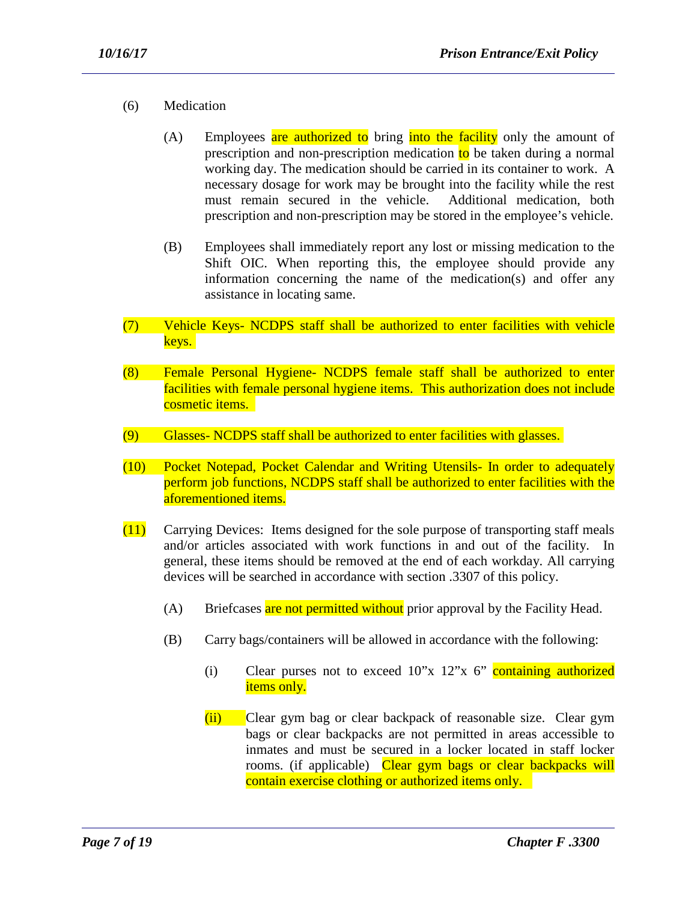(6) Medication

(A) Employees are authorized to bring into the facility only the amount of prescription and non-prescription medication to be taken during a normal working day. The medication should be carried in its container to work. A necessary dosage for work may be brought into the facility while the rest must remain secured in the vehicle. Additional medication, both prescription and non-prescription may be stored in the employee's vehicle.

(B) Employees shall immediately report any lost or missing medication to the Shift OIC. When reporting this, the employee should provide any information concerning the name of the medication(s) and offer any assistance in locating same.

(7) Vehicle Keys- NCDPS staff shall be authorized to enter facilities with vehicle keys.

(8) Female Personal Hygiene- NCDPS female staff shall be authorized to enter facilities with female personal hygiene items. This authorization does not include cosmetic items.

(9) Glasses- NCDPS staff shall be authorized to enter facilities with glasses.

(10) Pocket Notepad, Pocket Calendar and Writing Utensils- In order to adequately perform job functions, NCDPS staff shall be authorized to enter facilities with the aforementioned items.

(11) Carrying Devices: Items designed for the sole purpose of transporting staff meals and/or articles associated with work functions in and out of the facility. In general, these items should be removed at the end of each workday. All carrying devices will be searched in accordance with section .3307 of this policy.

(A) Briefcases are not permitted without prior approval by the Facility Head.

(B) Carry bags/containers will be allowed in accordance with the following:

(i) Clear purses not to exceed 10"x 12"x 6" containing authorized items only.

(ii) Clear gym bag or clear backpack of reasonable size. Clear gym bags or clear backpacks are not permitted in areas accessible to inmates and must be secured in a locker located in staff locker rooms. (if applicable) Clear gym bags or clear backpacks will contain exercise clothing or authorized items only.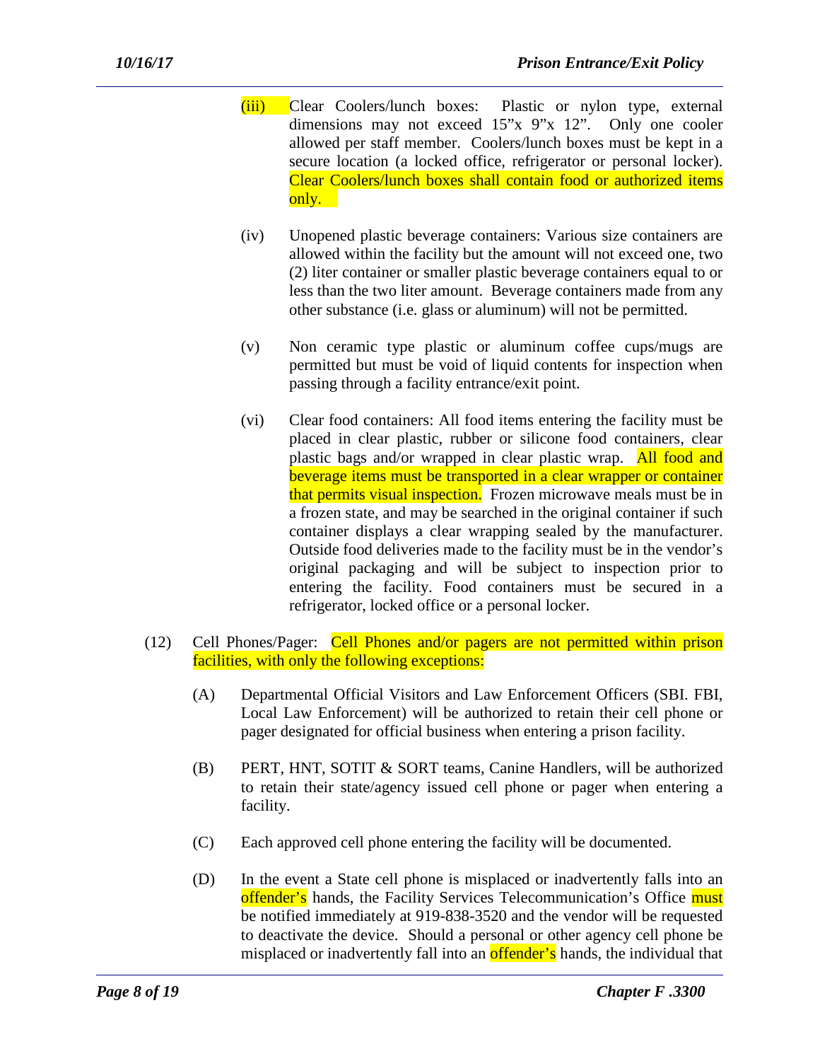(iii) Clear Coolers/lunch boxes: Plastic or nylon type, external dimensions may not exceed 15"x 9"x 12". Only one cooler allowed per staff member. Coolers/lunch boxes must be kept in a secure location (a locked office, refrigerator or personal locker). Clear Coolers/lunch boxes shall contain food or authorized items only.

(iv) Unopened plastic beverage containers: Various size containers are allowed within the facility but the amount will not exceed one, two (2) liter container or smaller plastic beverage containers equal to or less than the two liter amount. Beverage containers made from any other substance (i.e. glass or aluminum) will not be permitted.

(v) Non ceramic type plastic or aluminum coffee cups/mugs are permitted but must be void of liquid contents for inspection when passing through a facility entrance/exit point.

(vi) Clear food containers: All food items entering the facility must be placed in clear plastic, rubber or silicone food containers, clear plastic bags and/or wrapped in clear plastic wrap. All food and beverage items must be transported in a clear wrapper or container that permits visual inspection. Frozen microwave meals must be in a frozen state, and may be searched in the original container if such container displays a clear wrapping sealed by the manufacturer. Outside food deliveries made to the facility must be in the vendor's original packaging and will be subject to inspection prior to entering the facility. Food containers must be secured in a refrigerator, locked office or a personal locker.

(12) Cell Phones/Pager: Cell Phones and/or pagers are not permitted within prison facilities, with only the following exceptions:

(A) Departmental Official Visitors and Law Enforcement Officers (SBI. FBI, Local Law Enforcement) will be authorized to retain their cell phone or pager designated for official business when entering a prison facility.

(B) PERT, HNT, SOTIT & SORT teams, Canine Handlers, will be authorized to retain their state/agency issued cell phone or pager when entering a facility.

(C) Each approved cell phone entering the facility will be documented.

(D) In the event a State cell phone is misplaced or inadvertently falls into an offender's hands, the Facility Services Telecommunication's Office must be notified immediately at 919-838-3520 and the vendor will be requested to deactivate the device. Should a personal or other agency cell phone be misplaced or inadvertently fall into an offender's hands, the individual that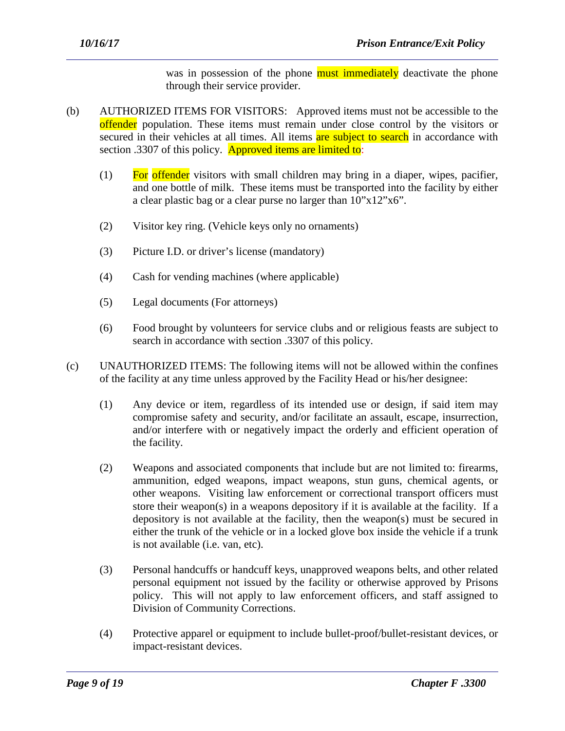was in possession of the phone must immediately deactivate the phone through their service provider.

(b) AUTHORIZED ITEMS FOR VISITORS: Approved items must not be accessible to the offender population. These items must remain under close control by the visitors or secured in their vehicles at all times. All items are subject to search in accordance with section .3307 of this policy. Approved items are limited to:

(1) For offender visitors with small children may bring in a diaper, wipes, pacifier, and one bottle of milk. These items must be transported into the facility by either a clear plastic bag or a clear purse no larger than 10"x12"x6".

(2) Visitor key ring. (Vehicle keys only no ornaments)

(3) Picture I.D. or driver's license (mandatory)

(4) Cash for vending machines (where applicable)

(5) Legal documents (For attorneys)

(6) Food brought by volunteers for service clubs and or religious feasts are subject to search in accordance with section .3307 of this policy.

(c) UNAUTHORIZED ITEMS: The following items will not be allowed within the confines of the facility at any time unless approved by the Facility Head or his/her designee:

(1) Any device or item, regardless of its intended use or design, if said item may compromise safety and security, and/or facilitate an assault, escape, insurrection, and/or interfere with or negatively impact the orderly and efficient operation of the facility.

(2) Weapons and associated components that include but are not limited to: firearms, ammunition, edged weapons, impact weapons, stun guns, chemical agents, or other weapons. Visiting law enforcement or correctional transport officers must store their weapon(s) in a weapons depository if it is available at the facility. If a depository is not available at the facility, then the weapon(s) must be secured in either the trunk of the vehicle or in a locked glove box inside the vehicle if a trunk is not available (i.e. van, etc).

(3) Personal handcuffs or handcuff keys, unapproved weapons belts, and other related personal equipment not issued by the facility or otherwise approved by Prisons policy. This will not apply to law enforcement officers, and staff assigned to Division of Community Corrections.

(4) Protective apparel or equipment to include bullet-proof/bullet-resistant devices, or impact-resistant devices.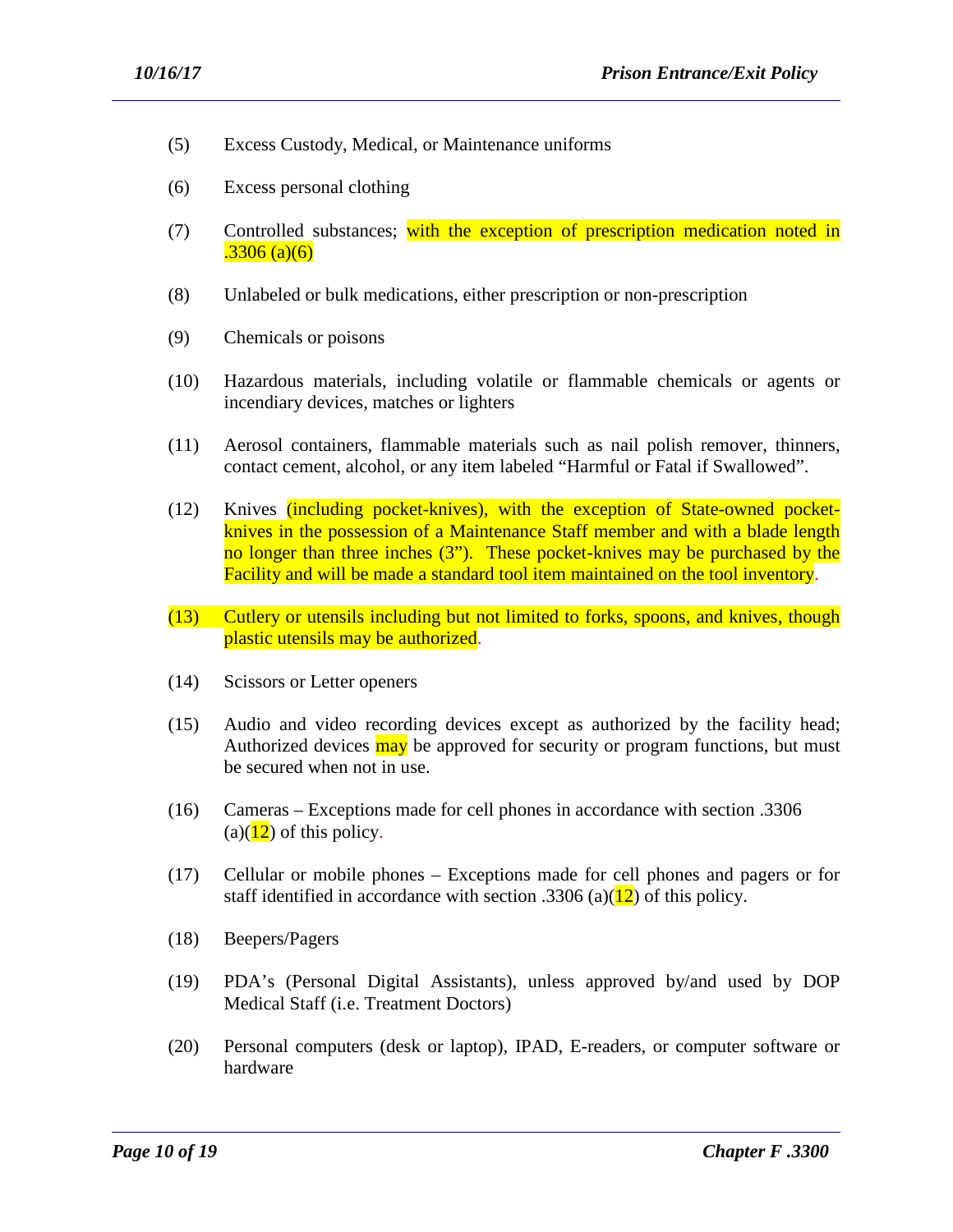(5) Excess Custody, Medical, or Maintenance uniforms

(6) Excess personal clothing

(7) Controlled substances; with the exception of prescription medication noted in .3306 (a)(6)

(8) Unlabeled or bulk medications, either prescription or non-prescription

(9) Chemicals or poisons

(10) Hazardous materials, including volatile or flammable chemicals or agents or incendiary devices, matches or lighters

(11) Aerosol containers, flammable materials such as nail polish remover, thinners, contact cement, alcohol, or any item labeled "Harmful or Fatal if Swallowed".

(12) Knives (including pocket-knives), with the exception of State-owned pocket-knives in the possession of a Maintenance Staff member and with a blade length no longer than three inches (3"). These pocket-knives may be purchased by the Facility and will be made a standard tool item maintained on the tool inventory.

(13) Cutlery or utensils including but not limited to forks, spoons, and knives, though plastic utensils may be authorized.

(14) Scissors or Letter openers

(15) Audio and video recording devices except as authorized by the facility head; Authorized devices may be approved for security or program functions, but must be secured when not in use.

(16) Cameras – Exceptions made for cell phones in accordance with section .3306 (a)(12) of this policy.

(17) Cellular or mobile phones – Exceptions made for cell phones and pagers or for staff identified in accordance with section .3306 (a)(12) of this policy.

(18) Beepers/Pagers

(19) PDA's (Personal Digital Assistants), unless approved by/and used by DOP Medical Staff (i.e. Treatment Doctors)

(20) Personal computers (desk or laptop), IPAD, E-readers, or computer software or hardware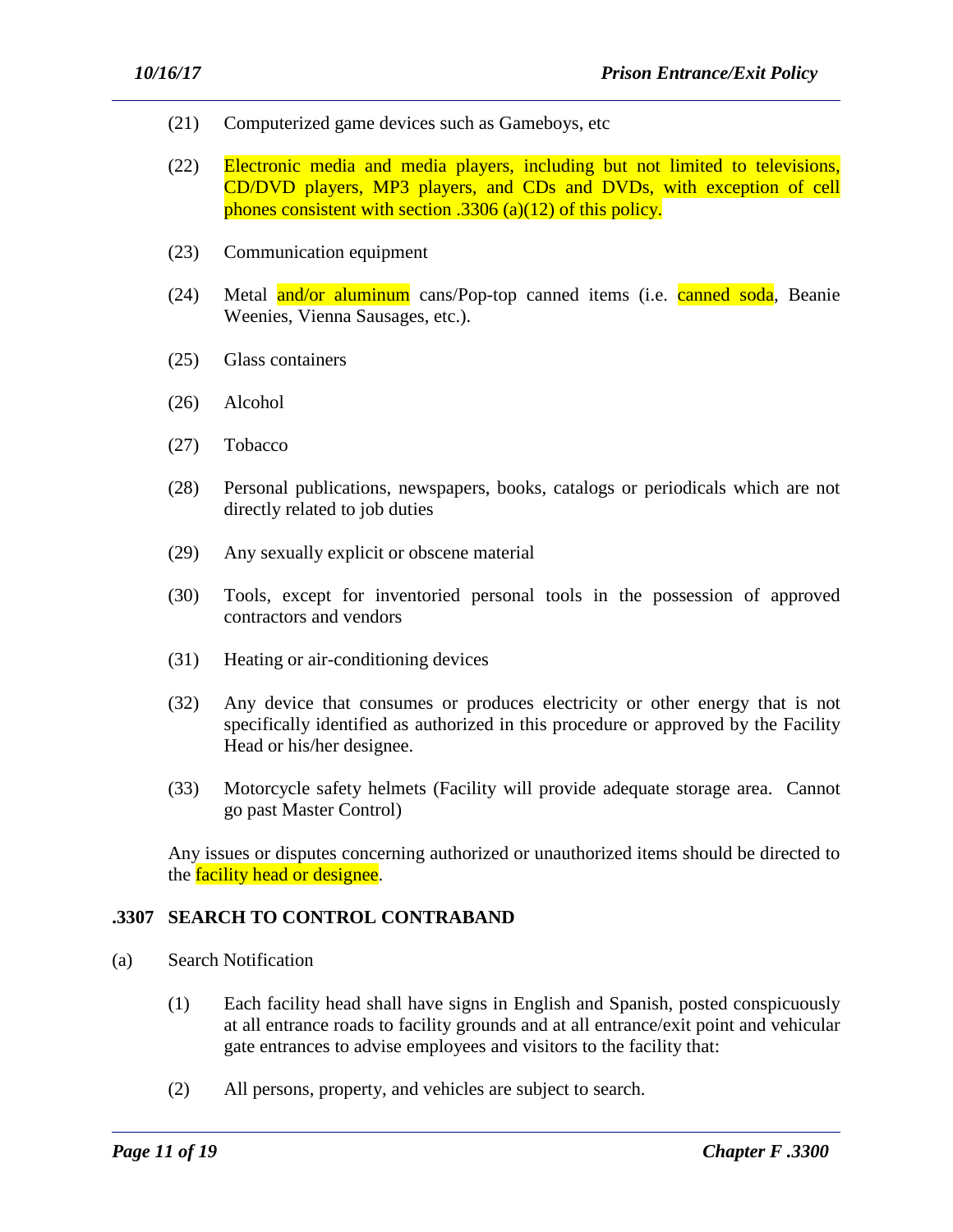(21) Computerized game devices such as Gameboys, etc

(22) Electronic media and media players, including but not limited to televisions, CD/DVD players, MP3 players, and CDs and DVDs, with exception of cell phones consistent with section .3306 (a)(12) of this policy.

(23) Communication equipment

(24) Metal and/or aluminum cans/Pop-top canned items (i.e. canned soda, Beanie Weenies, Vienna Sausages, etc.).

(25) Glass containers

(26) Alcohol

(27) Tobacco

(28) Personal publications, newspapers, books, catalogs or periodicals which are not directly related to job duties

(29) Any sexually explicit or obscene material

(30) Tools, except for inventoried personal tools in the possession of approved contractors and vendors

(31) Heating or air-conditioning devices

(32) Any device that consumes or produces electricity or other energy that is not specifically identified as authorized in this procedure or approved by the Facility Head or his/her designee.

(33) Motorcycle safety helmets (Facility will provide adequate storage area. Cannot go past Master Control)

Any issues or disputes concerning authorized or unauthorized items should be directed to the facility head or designee.

## .3307 SEARCH TO CONTROL CONTRABAND

(a) Search Notification

(1) Each facility head shall have signs in English and Spanish, posted conspicuously at all entrance roads to facility grounds and at all entrance/exit point and vehicular gate entrances to advise employees and visitors to the facility that:

(2) All persons, property, and vehicles are subject to search.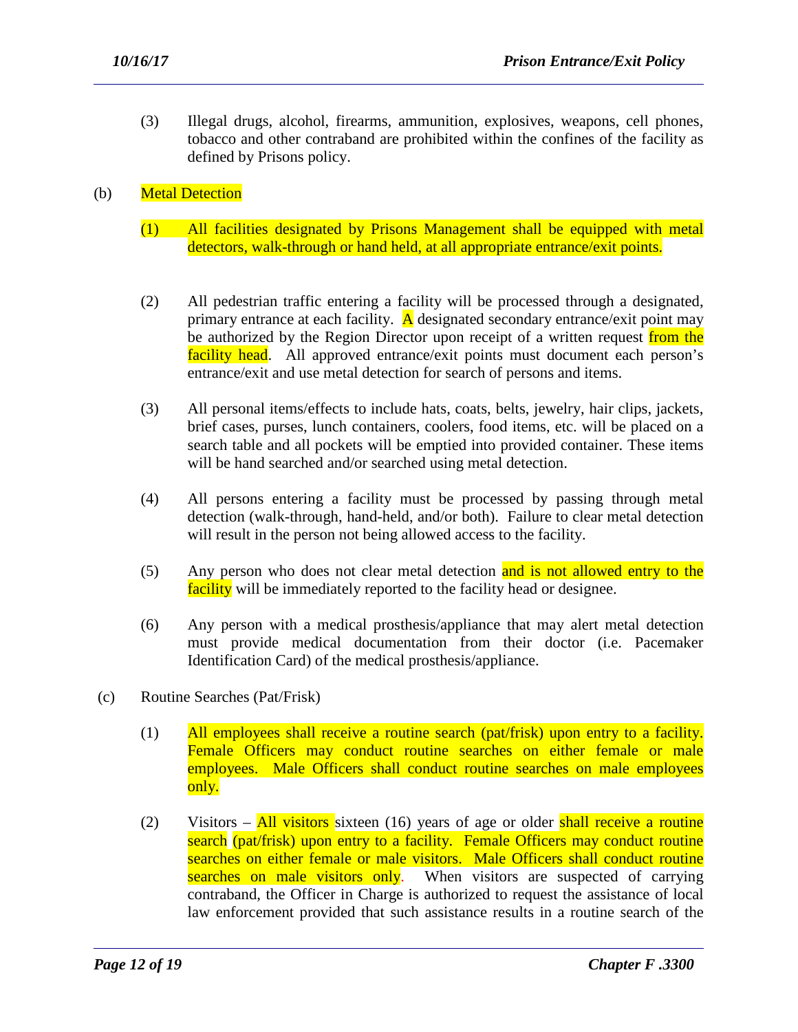(3) Illegal drugs, alcohol, firearms, ammunition, explosives, weapons, cell phones, tobacco and other contraband are prohibited within the confines of the facility as defined by Prisons policy.

(b) Metal Detection

(1) All facilities designated by Prisons Management shall be equipped with metal detectors, walk-through or hand held, at all appropriate entrance/exit points.

(2) All pedestrian traffic entering a facility will be processed through a designated, primary entrance at each facility. A designated secondary entrance/exit point may be authorized by the Region Director upon receipt of a written request from the facility head. All approved entrance/exit points must document each person's entrance/exit and use metal detection for search of persons and items.

(3) All personal items/effects to include hats, coats, belts, jewelry, hair clips, jackets, brief cases, purses, lunch containers, coolers, food items, etc. will be placed on a search table and all pockets will be emptied into provided container. These items will be hand searched and/or searched using metal detection.

(4) All persons entering a facility must be processed by passing through metal detection (walk-through, hand-held, and/or both). Failure to clear metal detection will result in the person not being allowed access to the facility.

(5) Any person who does not clear metal detection and is not allowed entry to the facility will be immediately reported to the facility head or designee.

(6) Any person with a medical prosthesis/appliance that may alert metal detection must provide medical documentation from their doctor (i.e. Pacemaker Identification Card) of the medical prosthesis/appliance.

(c) Routine Searches (Pat/Frisk)

(1) All employees shall receive a routine search (pat/frisk) upon entry to a facility. Female Officers may conduct routine searches on either female or male employees. Male Officers shall conduct routine searches on male employees only.

(2) Visitors – All visitors sixteen (16) years of age or older shall receive a routine search (pat/frisk) upon entry to a facility. Female Officers may conduct routine searches on either female or male visitors. Male Officers shall conduct routine searches on male visitors only. When visitors are suspected of carrying contraband, the Officer in Charge is authorized to request the assistance of local law enforcement provided that such assistance results in a routine search of the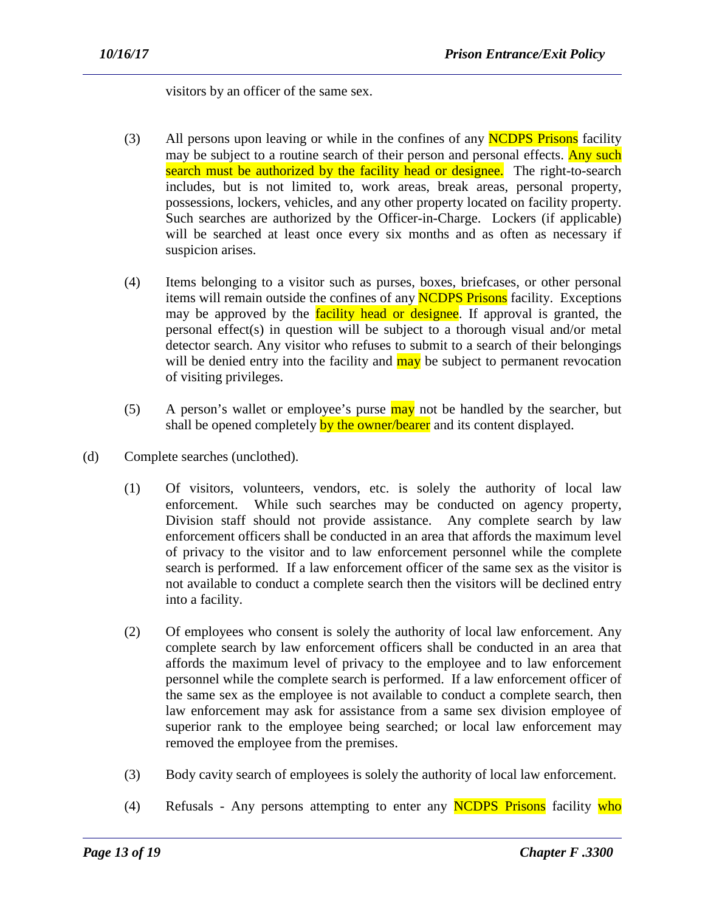visitors by an officer of the same sex.

(3) All persons upon leaving or while in the confines of any NCDPS Prisons facility may be subject to a routine search of their person and personal effects. Any such search must be authorized by the facility head or designee. The right-to-search includes, but is not limited to, work areas, break areas, personal property, possessions, lockers, vehicles, and any other property located on facility property. Such searches are authorized by the Officer-in-Charge. Lockers (if applicable) will be searched at least once every six months and as often as necessary if suspicion arises.

(4) Items belonging to a visitor such as purses, boxes, briefcases, or other personal items will remain outside the confines of any NCDPS Prisons facility. Exceptions may be approved by the facility head or designee. If approval is granted, the personal effect(s) in question will be subject to a thorough visual and/or metal detector search. Any visitor who refuses to submit to a search of their belongings will be denied entry into the facility and may be subject to permanent revocation of visiting privileges.

(5) A person's wallet or employee's purse may not be handled by the searcher, but shall be opened completely by the owner/bearer and its content displayed.

(d) Complete searches (unclothed).

(1) Of visitors, volunteers, vendors, etc. is solely the authority of local law enforcement. While such searches may be conducted on agency property, Division staff should not provide assistance. Any complete search by law enforcement officers shall be conducted in an area that affords the maximum level of privacy to the visitor and to law enforcement personnel while the complete search is performed. If a law enforcement officer of the same sex as the visitor is not available to conduct a complete search then the visitors will be declined entry into a facility.

(2) Of employees who consent is solely the authority of local law enforcement. Any complete search by law enforcement officers shall be conducted in an area that affords the maximum level of privacy to the employee and to law enforcement personnel while the complete search is performed. If a law enforcement officer of the same sex as the employee is not available to conduct a complete search, then law enforcement may ask for assistance from a same sex division employee of superior rank to the employee being searched; or local law enforcement may removed the employee from the premises.

(3) Body cavity search of employees is solely the authority of local law enforcement.

(4) Refusals - Any persons attempting to enter any NCDPS Prisons facility who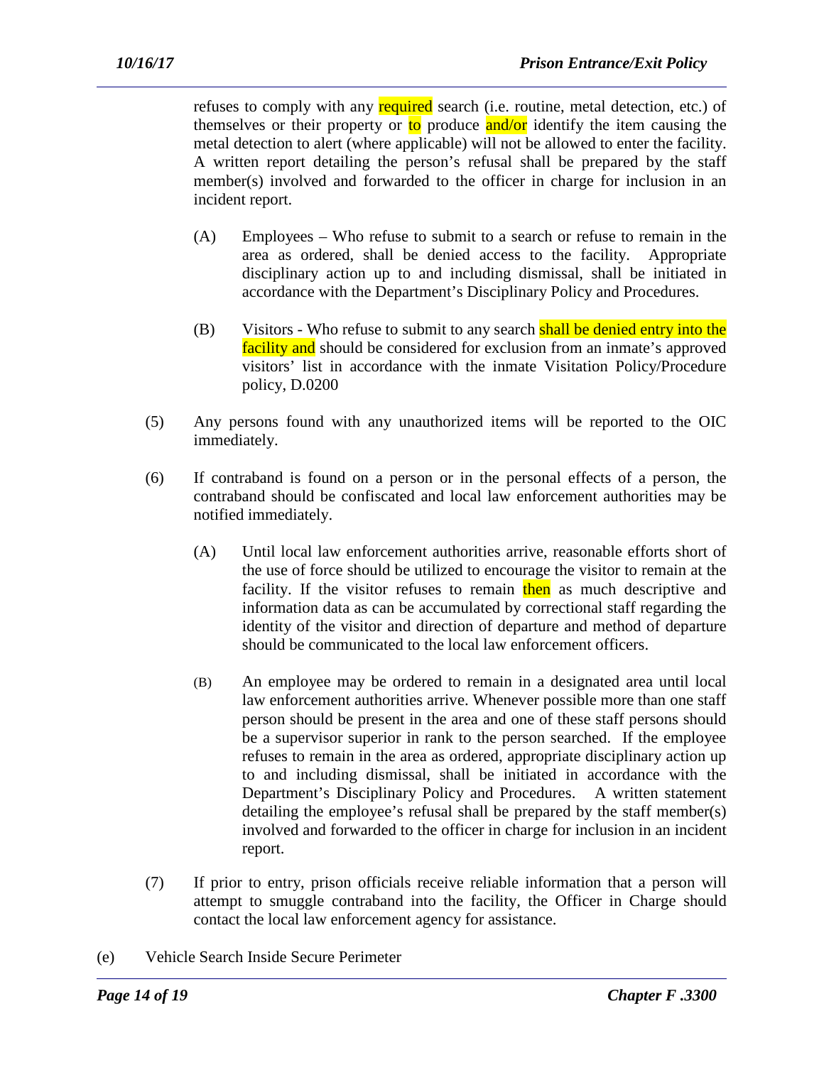refuses to comply with any required search (i.e. routine, metal detection, etc.) of themselves or their property or to produce and/or identify the item causing the metal detection to alert (where applicable) will not be allowed to enter the facility. A written report detailing the person's refusal shall be prepared by the staff member(s) involved and forwarded to the officer in charge for inclusion in an incident report.

(A) Employees – Who refuse to submit to a search or refuse to remain in the area as ordered, shall be denied access to the facility. Appropriate disciplinary action up to and including dismissal, shall be initiated in accordance with the Department's Disciplinary Policy and Procedures.

(B) Visitors - Who refuse to submit to any search shall be denied entry into the facility and should be considered for exclusion from an inmate's approved visitors' list in accordance with the inmate Visitation Policy/Procedure policy, D.0200

(5) Any persons found with any unauthorized items will be reported to the OIC immediately.

(6) If contraband is found on a person or in the personal effects of a person, the contraband should be confiscated and local law enforcement authorities may be notified immediately.

(A) Until local law enforcement authorities arrive, reasonable efforts short of the use of force should be utilized to encourage the visitor to remain at the facility. If the visitor refuses to remain then as much descriptive and information data as can be accumulated by correctional staff regarding the identity of the visitor and direction of departure and method of departure should be communicated to the local law enforcement officers.

(B) An employee may be ordered to remain in a designated area until local law enforcement authorities arrive. Whenever possible more than one staff person should be present in the area and one of these staff persons should be a supervisor superior in rank to the person searched. If the employee refuses to remain in the area as ordered, appropriate disciplinary action up to and including dismissal, shall be initiated in accordance with the Department's Disciplinary Policy and Procedures. A written statement detailing the employee's refusal shall be prepared by the staff member(s) involved and forwarded to the officer in charge for inclusion in an incident report.

(7) If prior to entry, prison officials receive reliable information that a person will attempt to smuggle contraband into the facility, the Officer in Charge should contact the local law enforcement agency for assistance.

(e) Vehicle Search Inside Secure Perimeter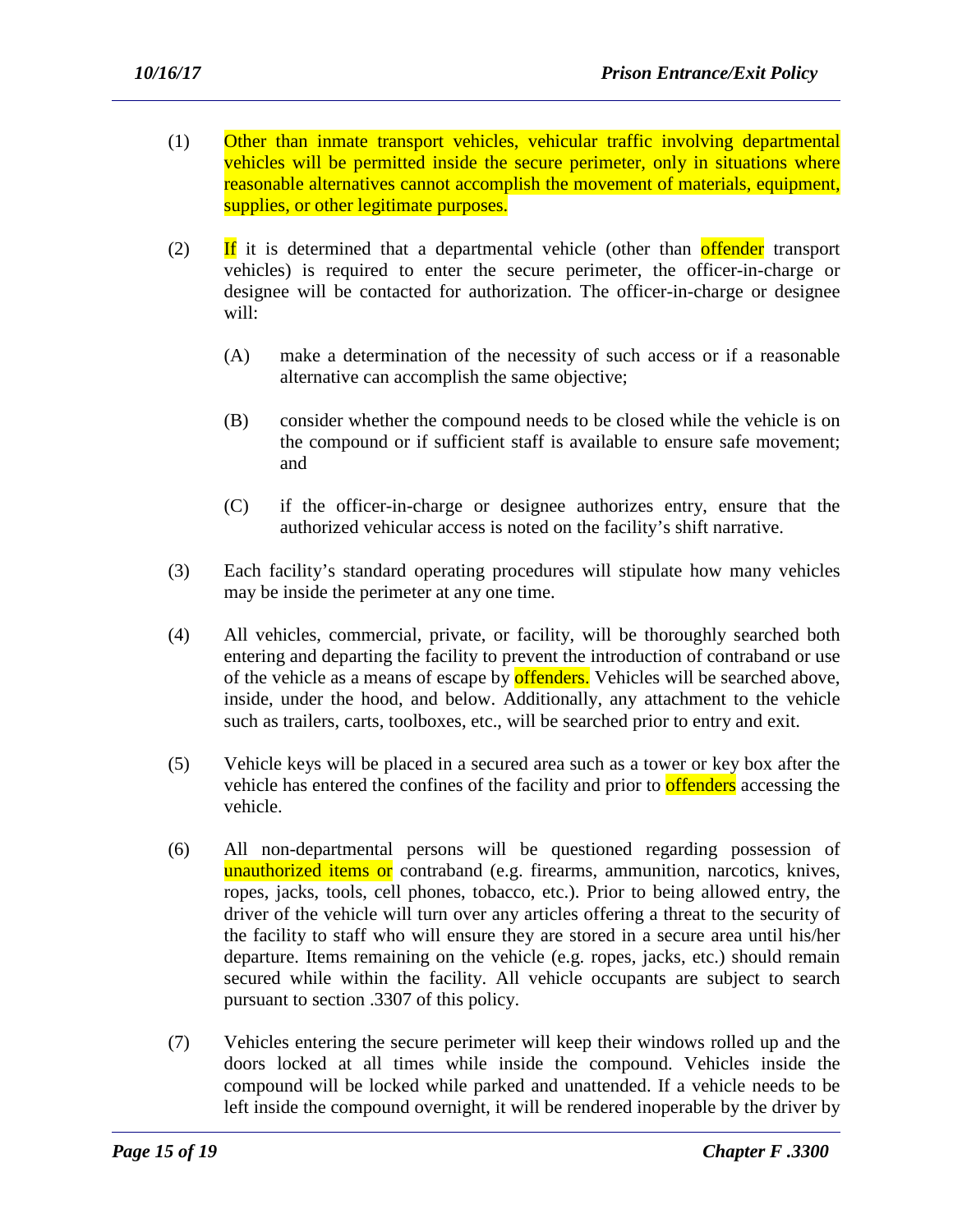(1) Other than inmate transport vehicles, vehicular traffic involving departmental vehicles will be permitted inside the secure perimeter, only in situations where reasonable alternatives cannot accomplish the movement of materials, equipment, supplies, or other legitimate purposes.

(2) If it is determined that a departmental vehicle (other than offender transport vehicles) is required to enter the secure perimeter, the officer-in-charge or designee will be contacted for authorization. The officer-in-charge or designee will:

  (A) make a determination of the necessity of such access or if a reasonable alternative can accomplish the same objective;

  (B) consider whether the compound needs to be closed while the vehicle is on the compound or if sufficient staff is available to ensure safe movement; and

  (C) if the officer-in-charge or designee authorizes entry, ensure that the authorized vehicular access is noted on the facility's shift narrative.

(3) Each facility's standard operating procedures will stipulate how many vehicles may be inside the perimeter at any one time.

(4) All vehicles, commercial, private, or facility, will be thoroughly searched both entering and departing the facility to prevent the introduction of contraband or use of the vehicle as a means of escape by offenders. Vehicles will be searched above, inside, under the hood, and below. Additionally, any attachment to the vehicle such as trailers, carts, toolboxes, etc., will be searched prior to entry and exit.

(5) Vehicle keys will be placed in a secured area such as a tower or key box after the vehicle has entered the confines of the facility and prior to offenders accessing the vehicle.

(6) All non-departmental persons will be questioned regarding possession of unauthorized items or contraband (e.g. firearms, ammunition, narcotics, knives, ropes, jacks, tools, cell phones, tobacco, etc.). Prior to being allowed entry, the driver of the vehicle will turn over any articles offering a threat to the security of the facility to staff who will ensure they are stored in a secure area until his/her departure. Items remaining on the vehicle (e.g. ropes, jacks, etc.) should remain secured while within the facility. All vehicle occupants are subject to search pursuant to section .3307 of this policy.

(7) Vehicles entering the secure perimeter will keep their windows rolled up and the doors locked at all times while inside the compound. Vehicles inside the compound will be locked while parked and unattended. If a vehicle needs to be left inside the compound overnight, it will be rendered inoperable by the driver by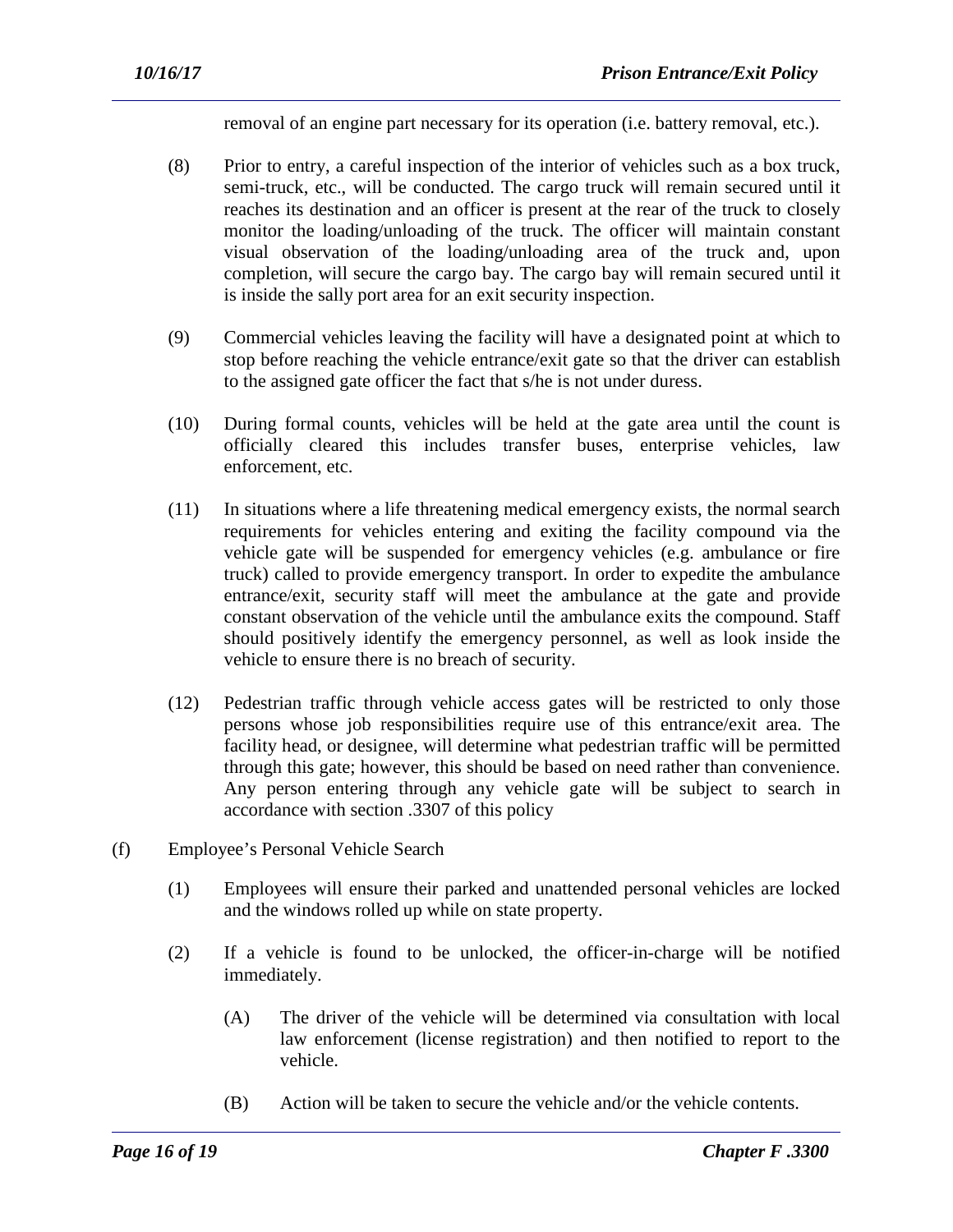removal of an engine part necessary for its operation (i.e. battery removal, etc.).

(8) Prior to entry, a careful inspection of the interior of vehicles such as a box truck, semi-truck, etc., will be conducted. The cargo truck will remain secured until it reaches its destination and an officer is present at the rear of the truck to closely monitor the loading/unloading of the truck. The officer will maintain constant visual observation of the loading/unloading area of the truck and, upon completion, will secure the cargo bay. The cargo bay will remain secured until it is inside the sally port area for an exit security inspection.

(9) Commercial vehicles leaving the facility will have a designated point at which to stop before reaching the vehicle entrance/exit gate so that the driver can establish to the assigned gate officer the fact that s/he is not under duress.

(10) During formal counts, vehicles will be held at the gate area until the count is officially cleared this includes transfer buses, enterprise vehicles, law enforcement, etc.

(11) In situations where a life threatening medical emergency exists, the normal search requirements for vehicles entering and exiting the facility compound via the vehicle gate will be suspended for emergency vehicles (e.g. ambulance or fire truck) called to provide emergency transport. In order to expedite the ambulance entrance/exit, security staff will meet the ambulance at the gate and provide constant observation of the vehicle until the ambulance exits the compound. Staff should positively identify the emergency personnel, as well as look inside the vehicle to ensure there is no breach of security.

(12) Pedestrian traffic through vehicle access gates will be restricted to only those persons whose job responsibilities require use of this entrance/exit area. The facility head, or designee, will determine what pedestrian traffic will be permitted through this gate; however, this should be based on need rather than convenience. Any person entering through any vehicle gate will be subject to search in accordance with section .3307 of this policy

(f) Employee's Personal Vehicle Search

(1) Employees will ensure their parked and unattended personal vehicles are locked and the windows rolled up while on state property.

(2) If a vehicle is found to be unlocked, the officer-in-charge will be notified immediately.

(A) The driver of the vehicle will be determined via consultation with local law enforcement (license registration) and then notified to report to the vehicle.

(B) Action will be taken to secure the vehicle and/or the vehicle contents.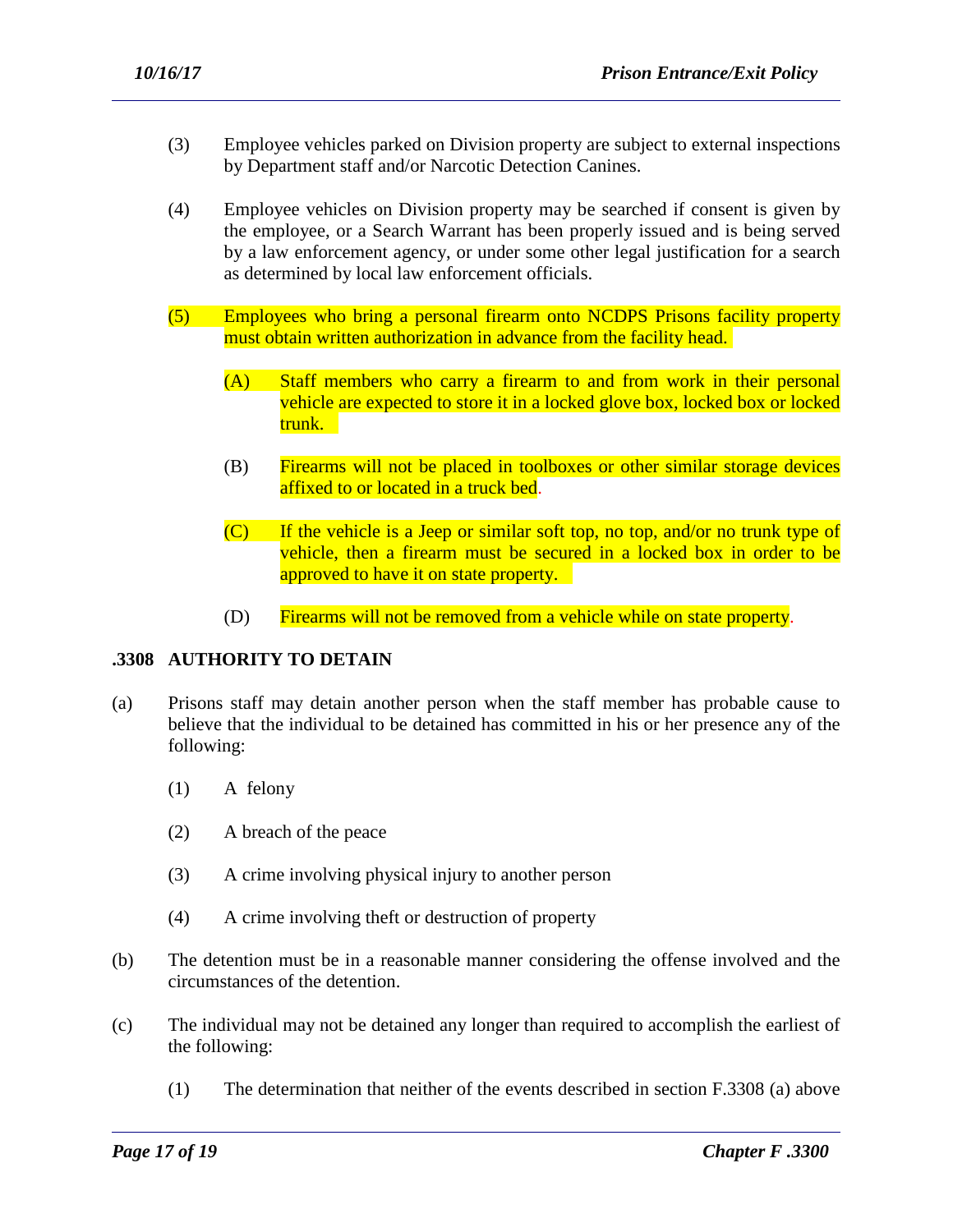(3) Employee vehicles parked on Division property are subject to external inspections by Department staff and/or Narcotic Detection Canines.

(4) Employee vehicles on Division property may be searched if consent is given by the employee, or a Search Warrant has been properly issued and is being served by a law enforcement agency, or under some other legal justification for a search as determined by local law enforcement officials.

(5) Employees who bring a personal firearm onto NCDPS Prisons facility property must obtain written authorization in advance from the facility head.

  (A) Staff members who carry a firearm to and from work in their personal vehicle are expected to store it in a locked glove box, locked box or locked trunk.

  (B) Firearms will not be placed in toolboxes or other similar storage devices affixed to or located in a truck bed.

  (C) If the vehicle is a Jeep or similar soft top, no top, and/or no trunk type of vehicle, then a firearm must be secured in a locked box in order to be approved to have it on state property.

  (D) Firearms will not be removed from a vehicle while on state property.

## .3308 AUTHORITY TO DETAIN

(a) Prisons staff may detain another person when the staff member has probable cause to believe that the individual to be detained has committed in his or her presence any of the following:

  (1) A felony

  (2) A breach of the peace

  (3) A crime involving physical injury to another person

  (4) A crime involving theft or destruction of property

(b) The detention must be in a reasonable manner considering the offense involved and the circumstances of the detention.

(c) The individual may not be detained any longer than required to accomplish the earliest of the following:

  (1) The determination that neither of the events described in section F.3308 (a) above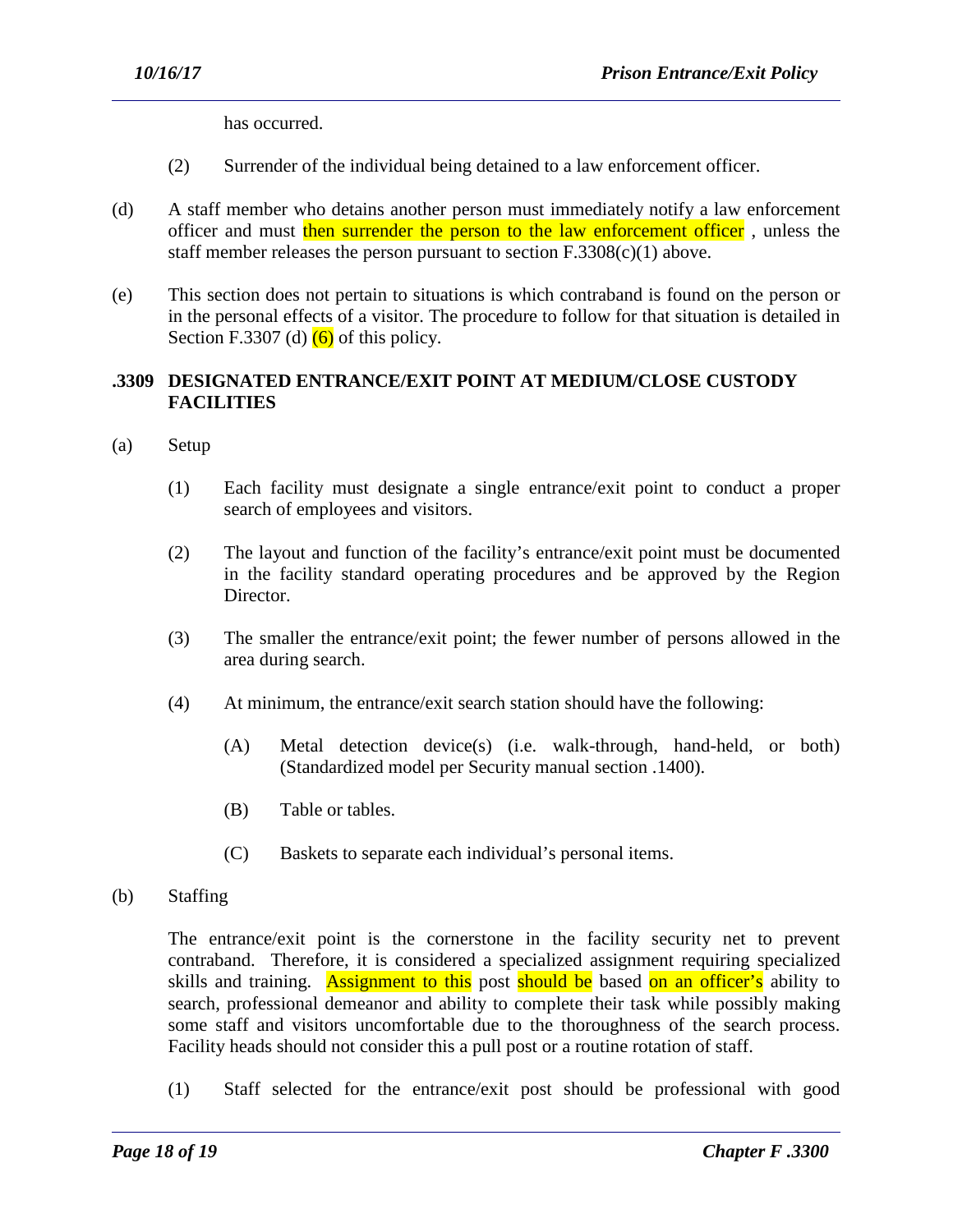has occurred.

(2) Surrender of the individual being detained to a law enforcement officer.

(d) A staff member who detains another person must immediately notify a law enforcement officer and must then surrender the person to the law enforcement officer , unless the staff member releases the person pursuant to section F.3308(c)(1) above.

(e) This section does not pertain to situations is which contraband is found on the person or in the personal effects of a visitor. The procedure to follow for that situation is detailed in Section F.3307 (d) (6) of this policy.

**.3309 DESIGNATED ENTRANCE/EXIT POINT AT MEDIUM/CLOSE CUSTODY FACILITIES**

(a) Setup

(1) Each facility must designate a single entrance/exit point to conduct a proper search of employees and visitors.

(2) The layout and function of the facility's entrance/exit point must be documented in the facility standard operating procedures and be approved by the Region Director.

(3) The smaller the entrance/exit point; the fewer number of persons allowed in the area during search.

(4) At minimum, the entrance/exit search station should have the following:

(A) Metal detection device(s) (i.e. walk-through, hand-held, or both) (Standardized model per Security manual section .1400).

(B) Table or tables.

(C) Baskets to separate each individual's personal items.

(b) Staffing

The entrance/exit point is the cornerstone in the facility security net to prevent contraband. Therefore, it is considered a specialized assignment requiring specialized skills and training. Assignment to this post should be based on an officer's ability to search, professional demeanor and ability to complete their task while possibly making some staff and visitors uncomfortable due to the thoroughness of the search process. Facility heads should not consider this a pull post or a routine rotation of staff.

(1) Staff selected for the entrance/exit post should be professional with good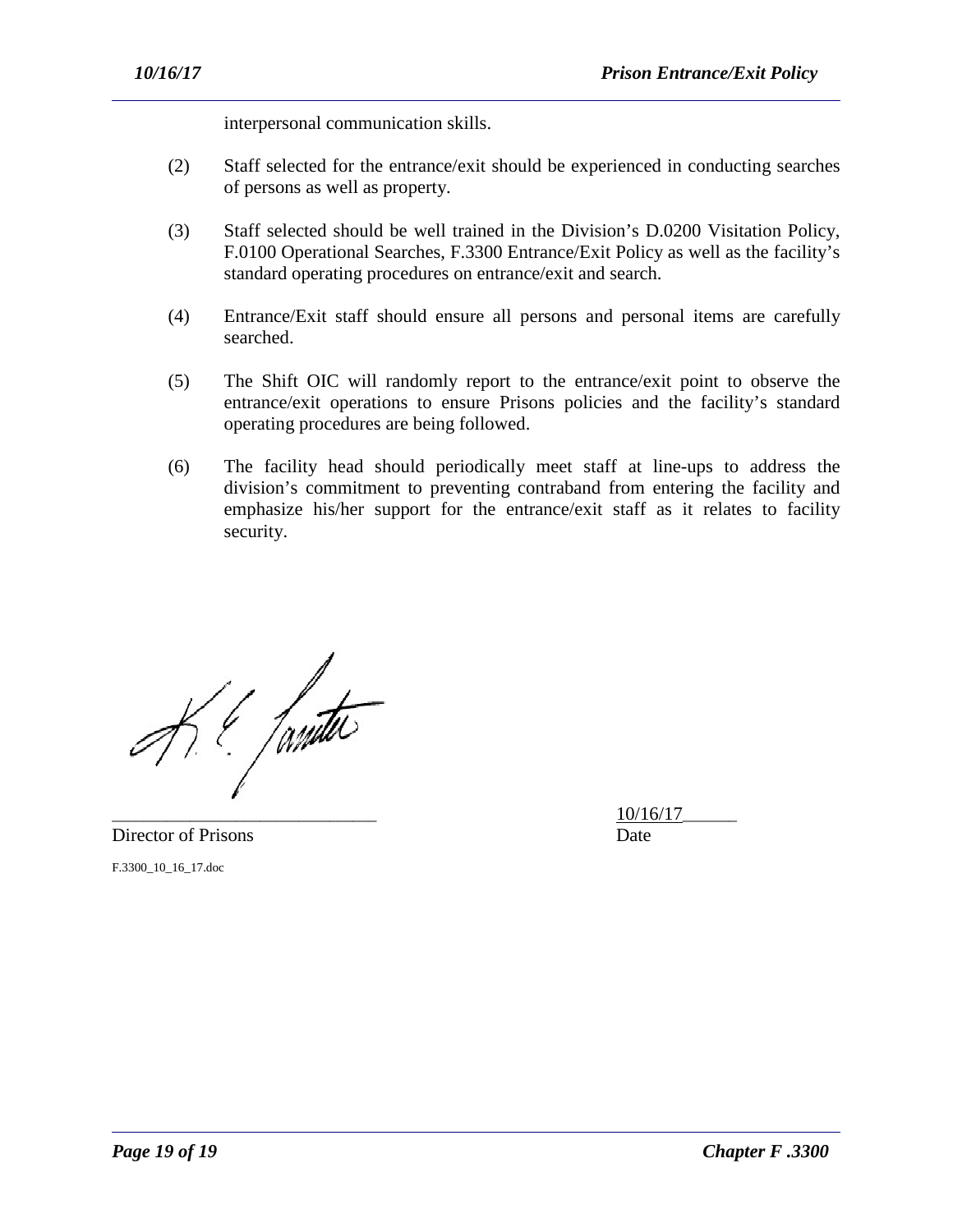interpersonal communication skills.

(2) Staff selected for the entrance/exit should be experienced in conducting searches of persons as well as property.

(3) Staff selected should be well trained in the Division's D.0200 Visitation Policy, F.0100 Operational Searches, F.3300 Entrance/Exit Policy as well as the facility's standard operating procedures on entrance/exit and search.

(4) Entrance/Exit staff should ensure all persons and personal items are carefully searched.

(5) The Shift OIC will randomly report to the entrance/exit point to observe the entrance/exit operations to ensure Prisons policies and the facility's standard operating procedures are being followed.

(6) The facility head should periodically meet staff at line-ups to address the division's commitment to preventing contraband from entering the facility and emphasize his/her support for the entrance/exit staff as it relates to facility security.

_______________________________ 10/16/17______

Director of Prisons Date

F.3300_10_16_17.doc